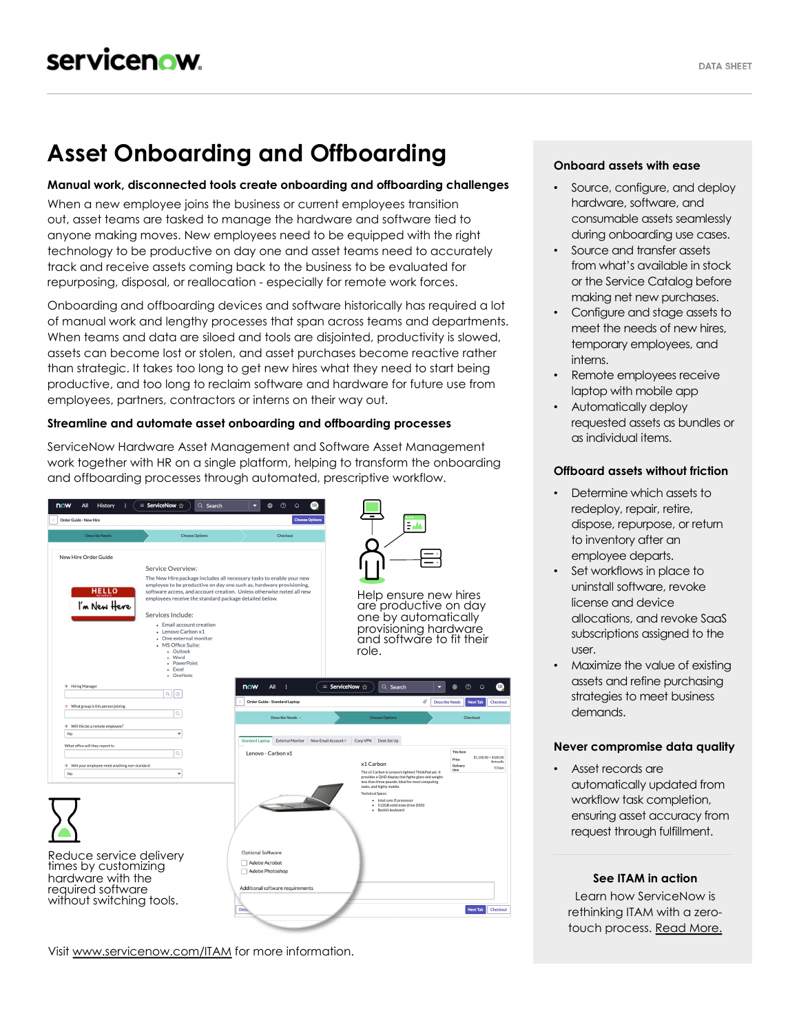# Asset Onboarding and Offboarding

**Manual work, disconnected tools create onboarding and offboarding challenges**

When a new employee joins the business or current employees transition out, asset teams are tasked to manage the hardware and software tied to anyone making moves. New employees need to be equipped with the right technology to be productive on day one and asset teams need to accurately track and receive assets coming back to the business to be evaluated for repurposing, disposal, or reallocation - especially for remote work forces.

Onboarding and offboarding devices and software historically has required a lot of manual work and lengthy processes that span across teams and departments. When teams and data are siloed and tools are disjointed, productivity is slowed, assets can become lost or stolen, and asset purchases become reactive rather than strategic. It takes too long to get new hires what they need to start being productive, and too long to reclaim software and hardware for future use from employees, partners, contractors or interns on their way out.

**Streamline and automate asset onboarding and offboarding processes**

ServiceNow Hardware Asset Management and Software Asset Management work together with HR on a single platform, helping to transform the onboarding and offboarding processes through automated, prescriptive workflow.

Help ensure new hires are productive on day one by automatically provisioning hardware and software to fit their role.

Reduce service delivery times by customizing hardware with the required software without switching tools.

Visit www.servicenow.com/ITAM for more information.

### Onboard assets with ease

- Source, configure, and deploy hardware, software, and consumable assets seamlessly during onboarding use cases.
- Source and transfer assets from what's available in stock or the Service Catalog before making net new purchases.
- Configure and stage assets to meet the needs of new hires, temporary employees, and interns.
- Remote employees receive laptop with mobile app
- Automatically deploy requested assets as bundles or as individual items.

### Offboard assets without friction

- Determine which assets to redeploy, repair, retire, dispose, repurpose, or return to inventory after an employee departs.
- Set workflows in place to uninstall software, revoke license and device allocations, and revoke SaaS subscriptions assigned to the user.
- Maximize the value of existing assets and refine purchasing strategies to meet business demands.

### Never compromise data quality

- Asset records are automatically updated from workflow task completion, ensuring asset accuracy from request through fulfillment.

### See ITAM in action

Learn how ServiceNow is rethinking ITAM with a zero-touch process. Read More.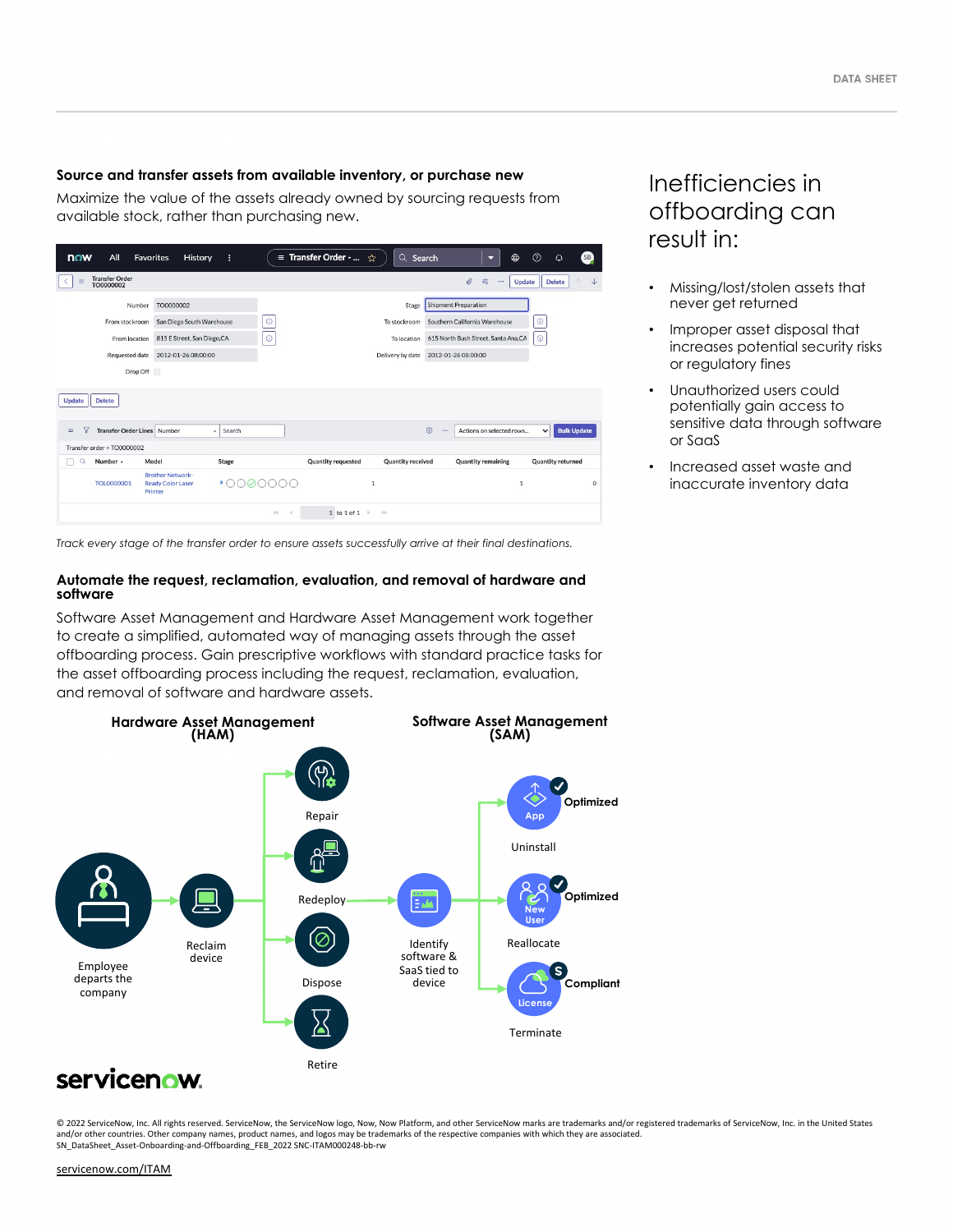## Source and transfer assets from available inventory, or purchase new

Maximize the value of the assets already owned by sourcing requests from available stock, rather than purchasing new.

*Track every stage of the transfer order to ensure assets successfully arrive at their final destinations.*

## Automate the request, reclamation, evaluation, and removal of hardware and software

Software Asset Management and Hardware Asset Management work together to create a simplified, automated way of managing assets through the asset offboarding process. Gain prescriptive workflows with standard practice tasks for the asset offboarding process including the request, reclamation, evaluation, and removal of software and hardware assets.

Hardware Asset Management (HAM)

Software Asset Management (SAM)

Employee departs the company

Reclaim device

Repair

Redeploy

Dispose

Retire

Identify software & SaaS tied to device

App

Optimized

Uninstall

New User

Optimized

Reallocate

License

Compliant

Terminate

# Inefficiencies in offboarding can result in:

- Missing/lost/stolen assets that never get returned
- Improper asset disposal that increases potential security risks or regulatory fines
- Unauthorized users could potentially gain access to sensitive data through software or SaaS
- Increased asset waste and inaccurate inventory data

© 2022 ServiceNow, Inc. All rights reserved. ServiceNow, the ServiceNow logo, Now, Now Platform, and other ServiceNow marks are trademarks and/or registered trademarks of ServiceNow, Inc. in the United States and/or other countries. Other company names, product names, and logos may be trademarks of the respective companies with which they are associated.
SN_DataSheet_Asset-Onboarding-and-Offboarding_FEB_2022 SNC-ITAM000248-bb-rw

servicenow.com/ITAM